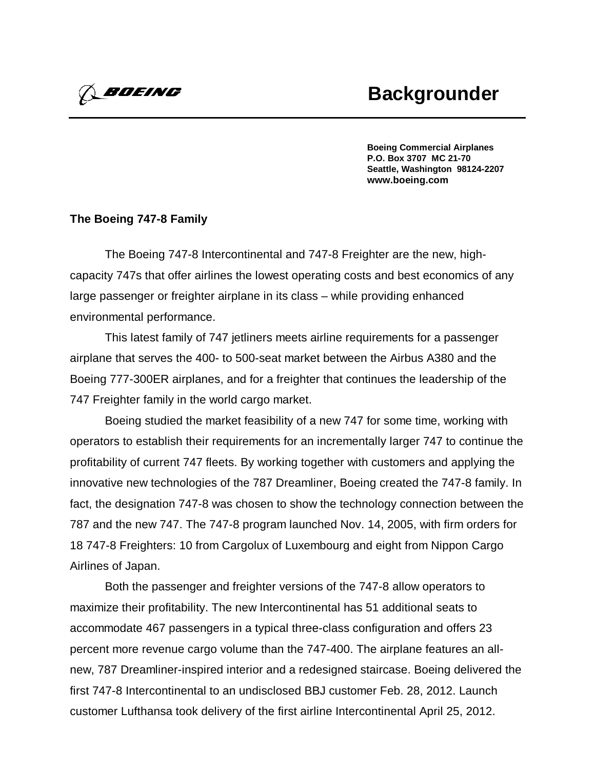BOEING

# Backgrounder

**Boeing Commercial Airplanes**
**P.O. Box 3707 MC 21-70**
**Seattle, Washington 98124-2207**
**www.boeing.com**

## The Boeing 747-8 Family

The Boeing 747-8 Intercontinental and 747-8 Freighter are the new, high-capacity 747s that offer airlines the lowest operating costs and best economics of any large passenger or freighter airplane in its class – while providing enhanced environmental performance.

This latest family of 747 jetliners meets airline requirements for a passenger airplane that serves the 400- to 500-seat market between the Airbus A380 and the Boeing 777-300ER airplanes, and for a freighter that continues the leadership of the 747 Freighter family in the world cargo market.

Boeing studied the market feasibility of a new 747 for some time, working with operators to establish their requirements for an incrementally larger 747 to continue the profitability of current 747 fleets. By working together with customers and applying the innovative new technologies of the 787 Dreamliner, Boeing created the 747-8 family. In fact, the designation 747-8 was chosen to show the technology connection between the 787 and the new 747. The 747-8 program launched Nov. 14, 2005, with firm orders for 18 747-8 Freighters: 10 from Cargolux of Luxembourg and eight from Nippon Cargo Airlines of Japan.

Both the passenger and freighter versions of the 747-8 allow operators to maximize their profitability. The new Intercontinental has 51 additional seats to accommodate 467 passengers in a typical three-class configuration and offers 23 percent more revenue cargo volume than the 747-400. The airplane features an all-new, 787 Dreamliner-inspired interior and a redesigned staircase. Boeing delivered the first 747-8 Intercontinental to an undisclosed BBJ customer Feb. 28, 2012. Launch customer Lufthansa took delivery of the first airline Intercontinental April 25, 2012.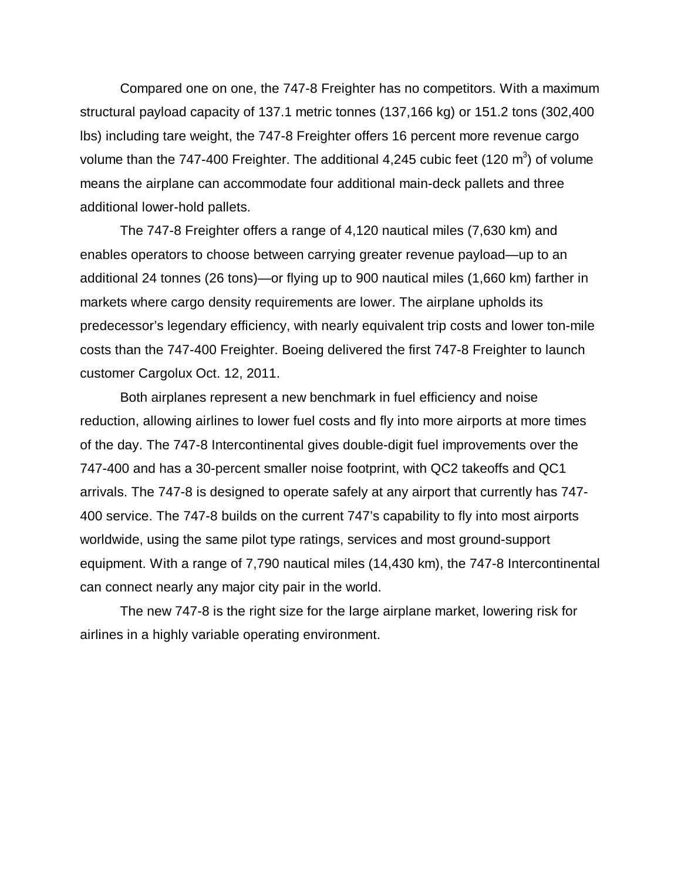Compared one on one, the 747-8 Freighter has no competitors. With a maximum structural payload capacity of 137.1 metric tonnes (137,166 kg) or 151.2 tons (302,400 lbs) including tare weight, the 747-8 Freighter offers 16 percent more revenue cargo volume than the 747-400 Freighter. The additional 4,245 cubic feet (120 $m^3$) of volume means the airplane can accommodate four additional main-deck pallets and three additional lower-hold pallets.

The 747-8 Freighter offers a range of 4,120 nautical miles (7,630 km) and enables operators to choose between carrying greater revenue payload—up to an additional 24 tonnes (26 tons)—or flying up to 900 nautical miles (1,660 km) farther in markets where cargo density requirements are lower. The airplane upholds its predecessor's legendary efficiency, with nearly equivalent trip costs and lower ton-mile costs than the 747-400 Freighter. Boeing delivered the first 747-8 Freighter to launch customer Cargolux Oct. 12, 2011.

Both airplanes represent a new benchmark in fuel efficiency and noise reduction, allowing airlines to lower fuel costs and fly into more airports at more times of the day. The 747-8 Intercontinental gives double-digit fuel improvements over the 747-400 and has a 30-percent smaller noise footprint, with QC2 takeoffs and QC1 arrivals. The 747-8 is designed to operate safely at any airport that currently has 747-400 service. The 747-8 builds on the current 747's capability to fly into most airports worldwide, using the same pilot type ratings, services and most ground-support equipment. With a range of 7,790 nautical miles (14,430 km), the 747-8 Intercontinental can connect nearly any major city pair in the world.

The new 747-8 is the right size for the large airplane market, lowering risk for airlines in a highly variable operating environment.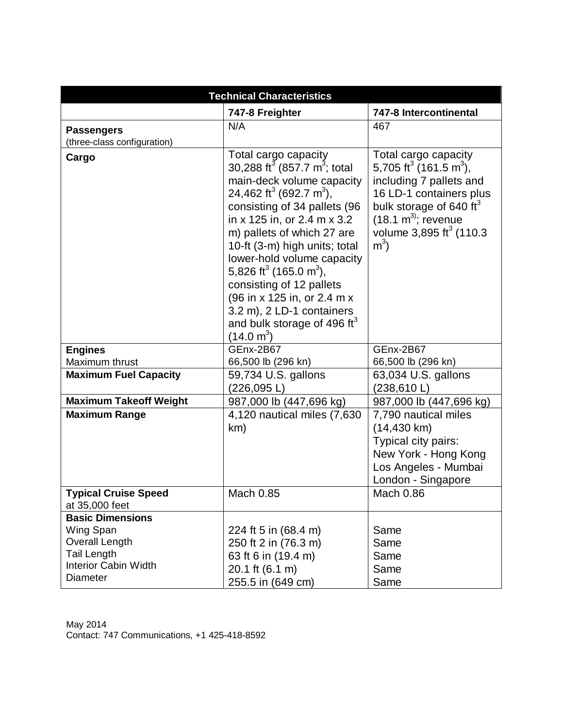| Technical Characteristics | | |
|---|---|---|
| | **747-8 Freighter** | **747-8 Intercontinental** |
| **Passengers** (three-class configuration) | N/A | 467 |
| **Cargo** | Total cargo capacity 30,288 $ft^3$ (857.7 $m^3$; total main-deck volume capacity 24,462 $ft^3$ (692.7 $m^3$), consisting of 34 pallets (96 in x 125 in, or 2.4 m x 3.2 m) pallets of which 27 are 10-ft (3-m) high units; total lower-hold volume capacity 5,826 $ft^3$ (165.0 $m^3$), consisting of 12 pallets (96 in x 125 in, or 2.4 m x 3.2 m), 2 LD-1 containers and bulk storage of 496 $ft^3$ (14.0 $m^3$) | Total cargo capacity 5,705 $ft^3$ (161.5 $m^3$), including 7 pallets and 16 LD-1 containers plus bulk storage of 640 $ft^3$ (18.1 $m^3$); revenue volume 3,895 $ft^3$ (110.3 $m^3$) |
| **Engines** Maximum thrust | GEnx-2B67 66,500 lb (296 kn) | GEnx-2B67 66,500 lb (296 kn) |
| **Maximum Fuel Capacity** | 59,734 U.S. gallons (226,095 L) | 63,034 U.S. gallons (238,610 L) |
| **Maximum Takeoff Weight** | 987,000 lb (447,696 kg) | 987,000 lb (447,696 kg) |
| **Maximum Range** | 4,120 nautical miles (7,630 km) | 7,790 nautical miles (14,430 km) Typical city pairs: New York - Hong Kong Los Angeles - Mumbai London - Singapore |
| **Typical Cruise Speed** at 35,000 feet | Mach 0.85 | Mach 0.86 |
| **Basic Dimensions** Wing Span Overall Length Tail Length Interior Cabin Width Diameter | 224 ft 5 in (68.4 m) 250 ft 2 in (76.3 m) 63 ft 6 in (19.4 m) 20.1 ft (6.1 m) 255.5 in (649 cm) | Same Same Same Same Same |

May 2014
Contact: 747 Communications, +1 425-418-8592